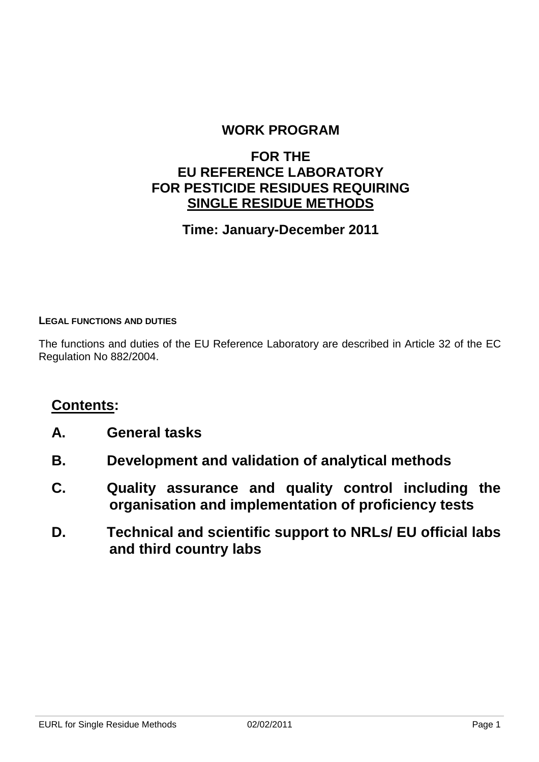# WORK PROGRAM

## FOR THE EU REFERENCE LABORATORY FOR PESTICIDE RESIDUES REQUIRING SINGLE RESIDUE METHODS

**Time: January-December 2011**

### LEGAL FUNCTIONS AND DUTIES

The functions and duties of the EU Reference Laboratory are described in Article 32 of the EC Regulation No 882/2004.

## Contents:

- **A. General tasks**
- **B. Development and validation of analytical methods**
- **C. Quality assurance and quality control including the organisation and implementation of proficiency tests**
- **D. Technical and scientific support to NRLs/ EU official labs and third country labs**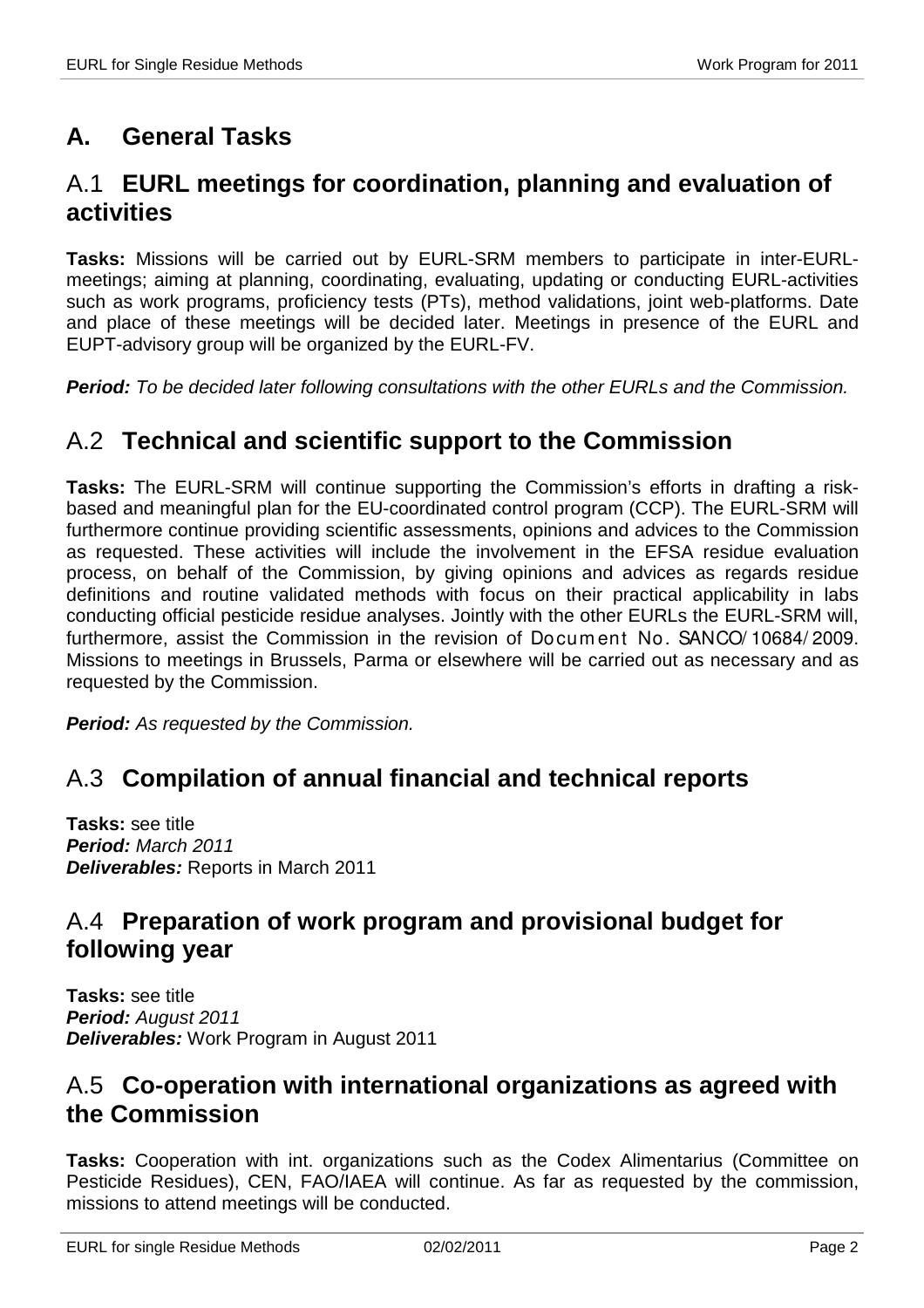# A. General Tasks

## A.1 EURL meetings for coordination, planning and evaluation of activities

**Tasks:** Missions will be carried out by EURL-SRM members to participate in inter-EURL-meetings; aiming at planning, coordinating, evaluating, updating or conducting EURL-activities such as work programs, proficiency tests (PTs), method validations, joint web-platforms. Date and place of these meetings will be decided later. Meetings in presence of the EURL and EUPT-advisory group will be organized by the EURL-FV.

***Period:*** *To be decided later following consultations with the other EURLs and the Commission.*

## A.2 Technical and scientific support to the Commission

**Tasks:** The EURL-SRM will continue supporting the Commission's efforts in drafting a risk-based and meaningful plan for the EU-coordinated control program (CCP). The EURL-SRM will furthermore continue providing scientific assessments, opinions and advices to the Commission as requested. These activities will include the involvement in the EFSA residue evaluation process, on behalf of the Commission, by giving opinions and advices as regards residue definitions and routine validated methods with focus on their practical applicability in labs conducting official pesticide residue analyses. Jointly with the other EURLs the EURL-SRM will, furthermore, assist the Commission in the revision of Document No. SANCO/10684/2009. Missions to meetings in Brussels, Parma or elsewhere will be carried out as necessary and as requested by the Commission.

***Period:*** *As requested by the Commission.*

## A.3 Compilation of annual financial and technical reports

**Tasks:** see title
***Period:*** *March 2011*
***Deliverables:*** Reports in March 2011

## A.4 Preparation of work program and provisional budget for following year

**Tasks:** see title
***Period:*** *August 2011*
***Deliverables:*** Work Program in August 2011

## A.5 Co-operation with international organizations as agreed with the Commission

**Tasks:** Cooperation with int. organizations such as the Codex Alimentarius (Committee on Pesticide Residues), CEN, FAO/IAEA will continue. As far as requested by the commission, missions to attend meetings will be conducted.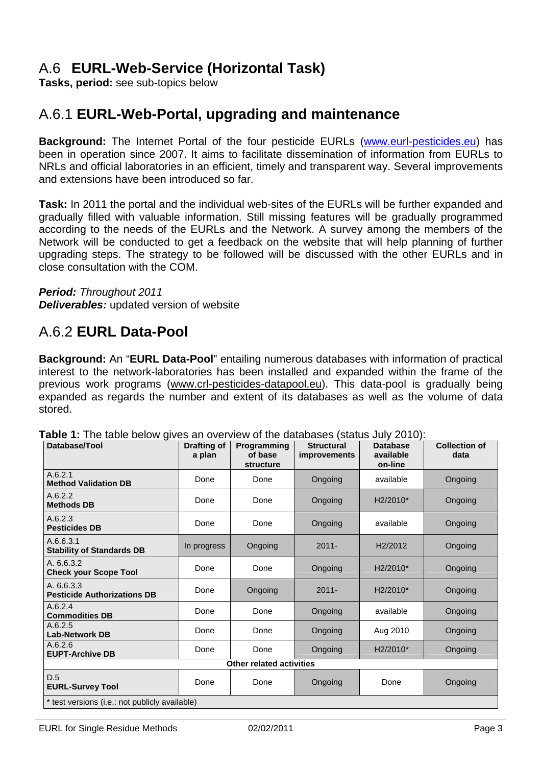# A.6 **EURL-Web-Service (Horizontal Task)**

**Tasks, period:** see sub-topics below

## A.6.1 **EURL-Web-Portal, upgrading and maintenance**

**Background:** The Internet Portal of the four pesticide EURLs (www.eurl-pesticides.eu) has been in operation since 2007. It aims to facilitate dissemination of information from EURLs to NRLs and official laboratories in an efficient, timely and transparent way. Several improvements and extensions have been introduced so far.

**Task:** In 2011 the portal and the individual web-sites of the EURLs will be further expanded and gradually filled with valuable information. Still missing features will be gradually programmed according to the needs of the EURLs and the Network. A survey among the members of the Network will be conducted to get a feedback on the website that will help planning of further upgrading steps. The strategy to be followed will be discussed with the other EURLs and in close consultation with the COM.

***Period:*** *Throughout 2011*
***Deliverables:*** updated version of website

## A.6.2 **EURL Data-Pool**

**Background:** An "**EURL Data-Pool**" entailing numerous databases with information of practical interest to the network-laboratories has been installed and expanded within the frame of the previous work programs (www.crl-pesticides-datapool.eu). This data-pool is gradually being expanded as regards the number and extent of its databases as well as the volume of data stored.

**Table 1:** The table below gives an overview of the databases (status July 2010):

| Database/Tool | Drafting of a plan | Programming of base structure | Structural improvements | Database available on-line | Collection of data |
|---|---|---|---|---|---|
| A.6.2.1 **Method Validation DB** | Done | Done | Ongoing | available | Ongoing |
| A.6.2.2 **Methods DB** | Done | Done | Ongoing | H2/2010* | Ongoing |
| A.6.2.3 **Pesticides DB** | Done | Done | Ongoing | available | Ongoing |
| A.6.6.3.1 **Stability of Standards DB** | In progress | Ongoing | 2011- | H2/2012 | Ongoing |
| A. 6.6.3.2 **Check your Scope Tool** | Done | Done | Ongoing | H2/2010* | Ongoing |
| A. 6.6.3.3 **Pesticide Authorizations DB** | Done | Ongoing | 2011- | H2/2010* | Ongoing |
| A.6.2.4 **Commodities DB** | Done | Done | Ongoing | available | Ongoing |
| A.6.2.5 **Lab-Network DB** | Done | Done | Ongoing | Aug 2010 | Ongoing |
| A.6.2.6 **EUPT-Archive DB** | Done | Done | Ongoing | H2/2010* | Ongoing |
| **Other related activities** | | | | | |
| D.5 **EURL-Survey Tool** | Done | Done | Ongoing | Done | Ongoing |

\* test versions (i.e.: not publicly available)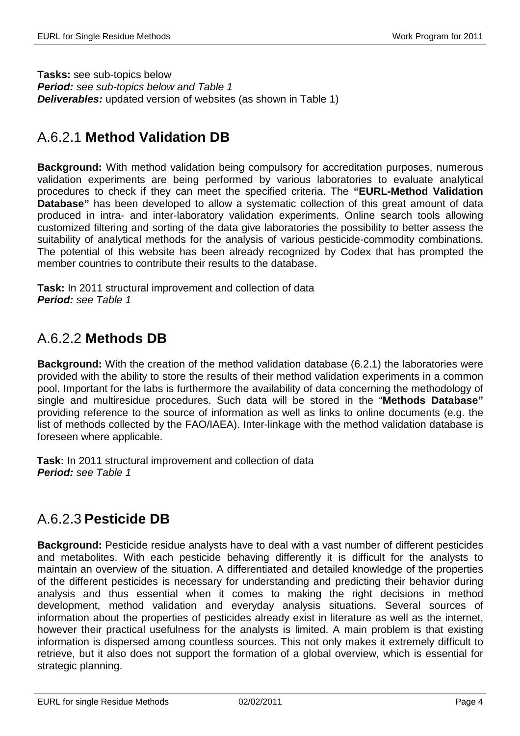**Tasks:** see sub-topics below
***Period:*** *see sub-topics below and Table 1*
***Deliverables:*** updated version of websites (as shown in Table 1)

## A.6.2.1 **Method Validation DB**

**Background:** With method validation being compulsory for accreditation purposes, numerous validation experiments are being performed by various laboratories to evaluate analytical procedures to check if they can meet the specified criteria. The **"EURL-Method Validation Database"** has been developed to allow a systematic collection of this great amount of data produced in intra- and inter-laboratory validation experiments. Online search tools allowing customized filtering and sorting of the data give laboratories the possibility to better assess the suitability of analytical methods for the analysis of various pesticide-commodity combinations. The potential of this website has been already recognized by Codex that has prompted the member countries to contribute their results to the database.

**Task:** In 2011 structural improvement and collection of data
***Period:*** *see Table 1*

## A.6.2.2 **Methods DB**

**Background:** With the creation of the method validation database (6.2.1) the laboratories were provided with the ability to store the results of their method validation experiments in a common pool. Important for the labs is furthermore the availability of data concerning the methodology of single and multiresidue procedures. Such data will be stored in the "**Methods Database"** providing reference to the source of information as well as links to online documents (e.g. the list of methods collected by the FAO/IAEA). Inter-linkage with the method validation database is foreseen where applicable.

**Task:** In 2011 structural improvement and collection of data
***Period:*** *see Table 1*

## A.6.2.3 **Pesticide DB**

**Background:** Pesticide residue analysts have to deal with a vast number of different pesticides and metabolites. With each pesticide behaving differently it is difficult for the analysts to maintain an overview of the situation. A differentiated and detailed knowledge of the properties of the different pesticides is necessary for understanding and predicting their behavior during analysis and thus essential when it comes to making the right decisions in method development, method validation and everyday analysis situations. Several sources of information about the properties of pesticides already exist in literature as well as the internet, however their practical usefulness for the analysts is limited. A main problem is that existing information is dispersed among countless sources. This not only makes it extremely difficult to retrieve, but it also does not support the formation of a global overview, which is essential for strategic planning.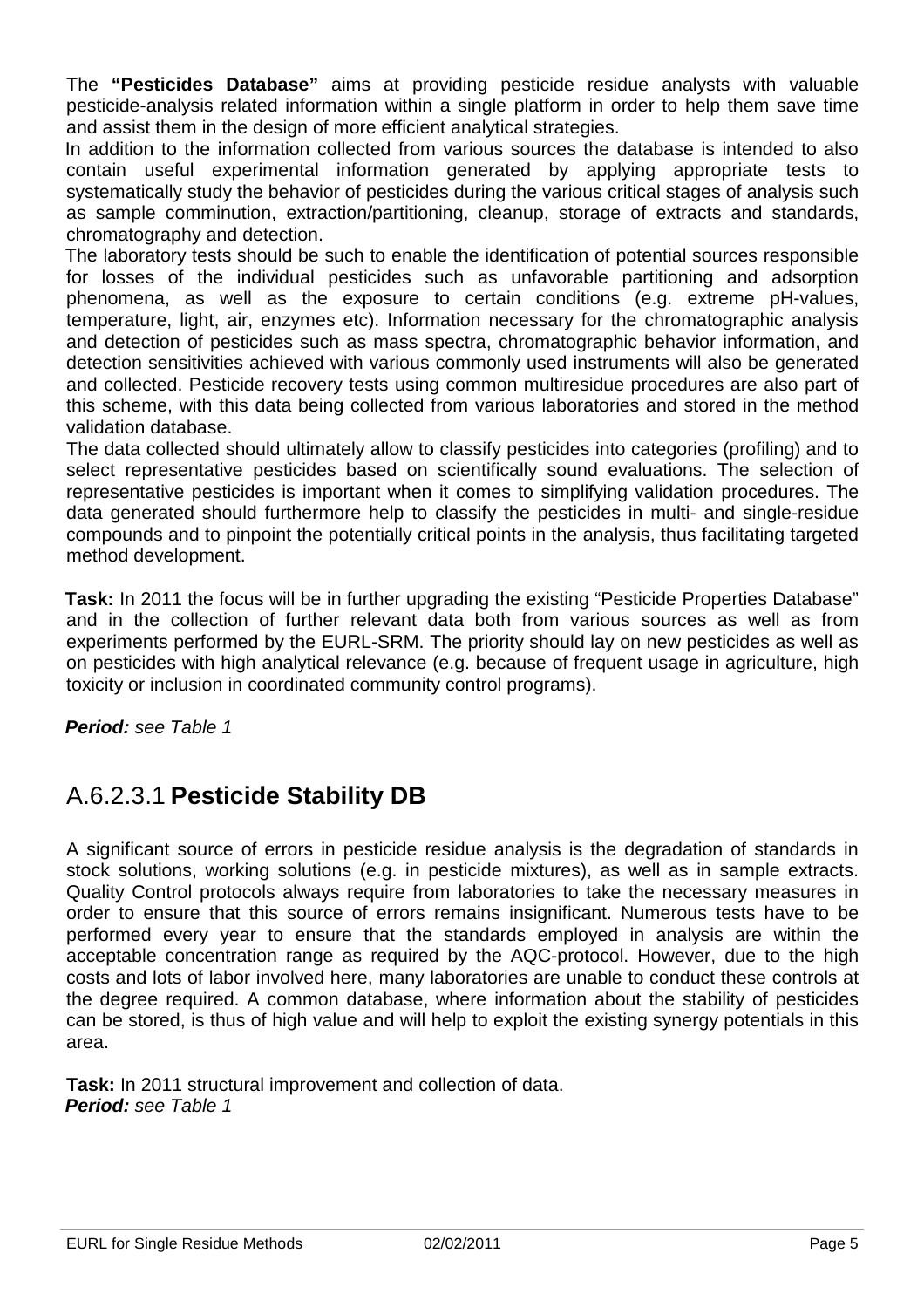The **"Pesticides Database"** aims at providing pesticide residue analysts with valuable pesticide-analysis related information within a single platform in order to help them save time and assist them in the design of more efficient analytical strategies.

In addition to the information collected from various sources the database is intended to also contain useful experimental information generated by applying appropriate tests to systematically study the behavior of pesticides during the various critical stages of analysis such as sample comminution, extraction/partitioning, cleanup, storage of extracts and standards, chromatography and detection.

The laboratory tests should be such to enable the identification of potential sources responsible for losses of the individual pesticides such as unfavorable partitioning and adsorption phenomena, as well as the exposure to certain conditions (e.g. extreme pH-values, temperature, light, air, enzymes etc). Information necessary for the chromatographic analysis and detection of pesticides such as mass spectra, chromatographic behavior information, and detection sensitivities achieved with various commonly used instruments will also be generated and collected. Pesticide recovery tests using common multiresidue procedures are also part of this scheme, with this data being collected from various laboratories and stored in the method validation database.

The data collected should ultimately allow to classify pesticides into categories (profiling) and to select representative pesticides based on scientifically sound evaluations. The selection of representative pesticides is important when it comes to simplifying validation procedures. The data generated should furthermore help to classify the pesticides in multi- and single-residue compounds and to pinpoint the potentially critical points in the analysis, thus facilitating targeted method development.

**Task:** In 2011 the focus will be in further upgrading the existing "Pesticide Properties Database" and in the collection of further relevant data both from various sources as well as from experiments performed by the EURL-SRM. The priority should lay on new pesticides as well as on pesticides with high analytical relevance (e.g. because of frequent usage in agriculture, high toxicity or inclusion in coordinated community control programs).

***Period:*** *see Table 1*

## A.6.2.3.1 **Pesticide Stability DB**

A significant source of errors in pesticide residue analysis is the degradation of standards in stock solutions, working solutions (e.g. in pesticide mixtures), as well as in sample extracts. Quality Control protocols always require from laboratories to take the necessary measures in order to ensure that this source of errors remains insignificant. Numerous tests have to be performed every year to ensure that the standards employed in analysis are within the acceptable concentration range as required by the AQC-protocol. However, due to the high costs and lots of labor involved here, many laboratories are unable to conduct these controls at the degree required. A common database, where information about the stability of pesticides can be stored, is thus of high value and will help to exploit the existing synergy potentials in this area.

**Task:** In 2011 structural improvement and collection of data.
***Period:*** *see Table 1*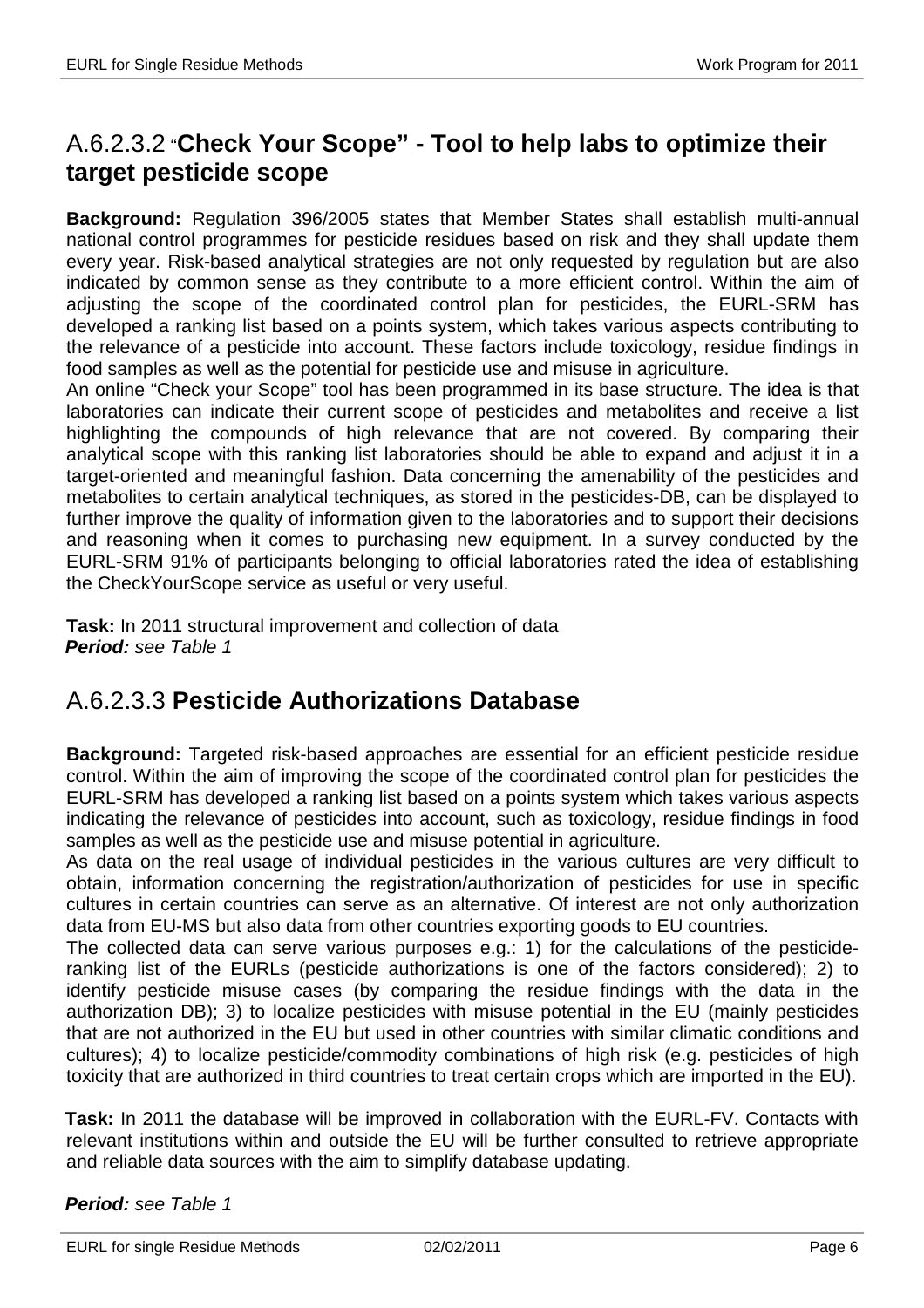## A.6.2.3.2 "Check Your Scope" - Tool to help labs to optimize their target pesticide scope

**Background:** Regulation 396/2005 states that Member States shall establish multi-annual national control programmes for pesticide residues based on risk and they shall update them every year. Risk-based analytical strategies are not only requested by regulation but are also indicated by common sense as they contribute to a more efficient control. Within the aim of adjusting the scope of the coordinated control plan for pesticides, the EURL-SRM has developed a ranking list based on a points system, which takes various aspects contributing to the relevance of a pesticide into account. These factors include toxicology, residue findings in food samples as well as the potential for pesticide use and misuse in agriculture.

An online "Check your Scope" tool has been programmed in its base structure. The idea is that laboratories can indicate their current scope of pesticides and metabolites and receive a list highlighting the compounds of high relevance that are not covered. By comparing their analytical scope with this ranking list laboratories should be able to expand and adjust it in a target-oriented and meaningful fashion. Data concerning the amenability of the pesticides and metabolites to certain analytical techniques, as stored in the pesticides-DB, can be displayed to further improve the quality of information given to the laboratories and to support their decisions and reasoning when it comes to purchasing new equipment. In a survey conducted by the EURL-SRM 91% of participants belonging to official laboratories rated the idea of establishing the CheckYourScope service as useful or very useful.

**Task:** In 2011 structural improvement and collection of data

***Period:*** *see Table 1*

## A.6.2.3.3 Pesticide Authorizations Database

**Background:** Targeted risk-based approaches are essential for an efficient pesticide residue control. Within the aim of improving the scope of the coordinated control plan for pesticides the EURL-SRM has developed a ranking list based on a points system which takes various aspects indicating the relevance of pesticides into account, such as toxicology, residue findings in food samples as well as the pesticide use and misuse potential in agriculture.

As data on the real usage of individual pesticides in the various cultures are very difficult to obtain, information concerning the registration/authorization of pesticides for use in specific cultures in certain countries can serve as an alternative. Of interest are not only authorization data from EU-MS but also data from other countries exporting goods to EU countries.

The collected data can serve various purposes e.g.: 1) for the calculations of the pesticide-ranking list of the EURLs (pesticide authorizations is one of the factors considered); 2) to identify pesticide misuse cases (by comparing the residue findings with the data in the authorization DB); 3) to localize pesticides with misuse potential in the EU (mainly pesticides that are not authorized in the EU but used in other countries with similar climatic conditions and cultures); 4) to localize pesticide/commodity combinations of high risk (e.g. pesticides of high toxicity that are authorized in third countries to treat certain crops which are imported in the EU).

**Task:** In 2011 the database will be improved in collaboration with the EURL-FV. Contacts with relevant institutions within and outside the EU will be further consulted to retrieve appropriate and reliable data sources with the aim to simplify database updating.

***Period:*** *see Table 1*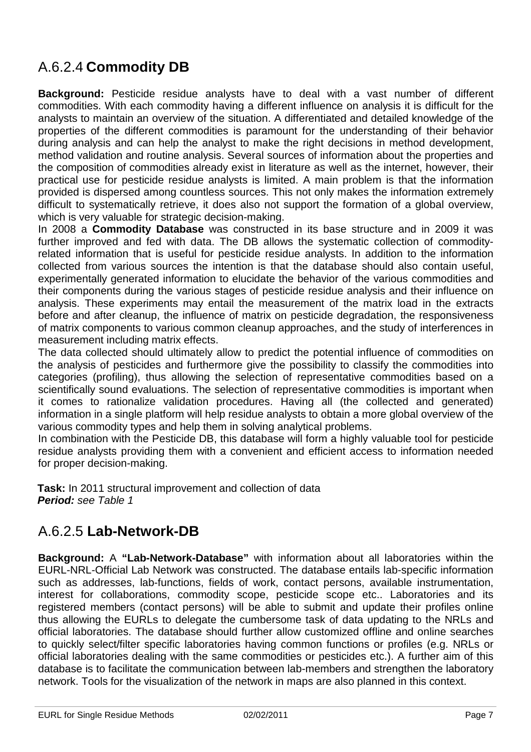## A.6.2.4 **Commodity DB**

**Background:** Pesticide residue analysts have to deal with a vast number of different commodities. With each commodity having a different influence on analysis it is difficult for the analysts to maintain an overview of the situation. A differentiated and detailed knowledge of the properties of the different commodities is paramount for the understanding of their behavior during analysis and can help the analyst to make the right decisions in method development, method validation and routine analysis. Several sources of information about the properties and the composition of commodities already exist in literature as well as the internet, however, their practical use for pesticide residue analysts is limited. A main problem is that the information provided is dispersed among countless sources. This not only makes the information extremely difficult to systematically retrieve, it does also not support the formation of a global overview, which is very valuable for strategic decision-making.

In 2008 a **Commodity Database** was constructed in its base structure and in 2009 it was further improved and fed with data. The DB allows the systematic collection of commodity-related information that is useful for pesticide residue analysts. In addition to the information collected from various sources the intention is that the database should also contain useful, experimentally generated information to elucidate the behavior of the various commodities and their components during the various stages of pesticide residue analysis and their influence on analysis. These experiments may entail the measurement of the matrix load in the extracts before and after cleanup, the influence of matrix on pesticide degradation, the responsiveness of matrix components to various common cleanup approaches, and the study of interferences in measurement including matrix effects.

The data collected should ultimately allow to predict the potential influence of commodities on the analysis of pesticides and furthermore give the possibility to classify the commodities into categories (profiling), thus allowing the selection of representative commodities based on a scientifically sound evaluations. The selection of representative commodities is important when it comes to rationalize validation procedures. Having all (the collected and generated) information in a single platform will help residue analysts to obtain a more global overview of the various commodity types and help them in solving analytical problems.

In combination with the Pesticide DB, this database will form a highly valuable tool for pesticide residue analysts providing them with a convenient and efficient access to information needed for proper decision-making.

**Task:** In 2011 structural improvement and collection of data
***Period:*** *see Table 1*

## A.6.2.5 **Lab-Network-DB**

**Background:** A **"Lab-Network-Database"** with information about all laboratories within the EURL-NRL-Official Lab Network was constructed. The database entails lab-specific information such as addresses, lab-functions, fields of work, contact persons, available instrumentation, interest for collaborations, commodity scope, pesticide scope etc.. Laboratories and its registered members (contact persons) will be able to submit and update their profiles online thus allowing the EURLs to delegate the cumbersome task of data updating to the NRLs and official laboratories. The database should further allow customized offline and online searches to quickly select/filter specific laboratories having common functions or profiles (e.g. NRLs or official laboratories dealing with the same commodities or pesticides etc.). A further aim of this database is to facilitate the communication between lab-members and strengthen the laboratory network. Tools for the visualization of the network in maps are also planned in this context.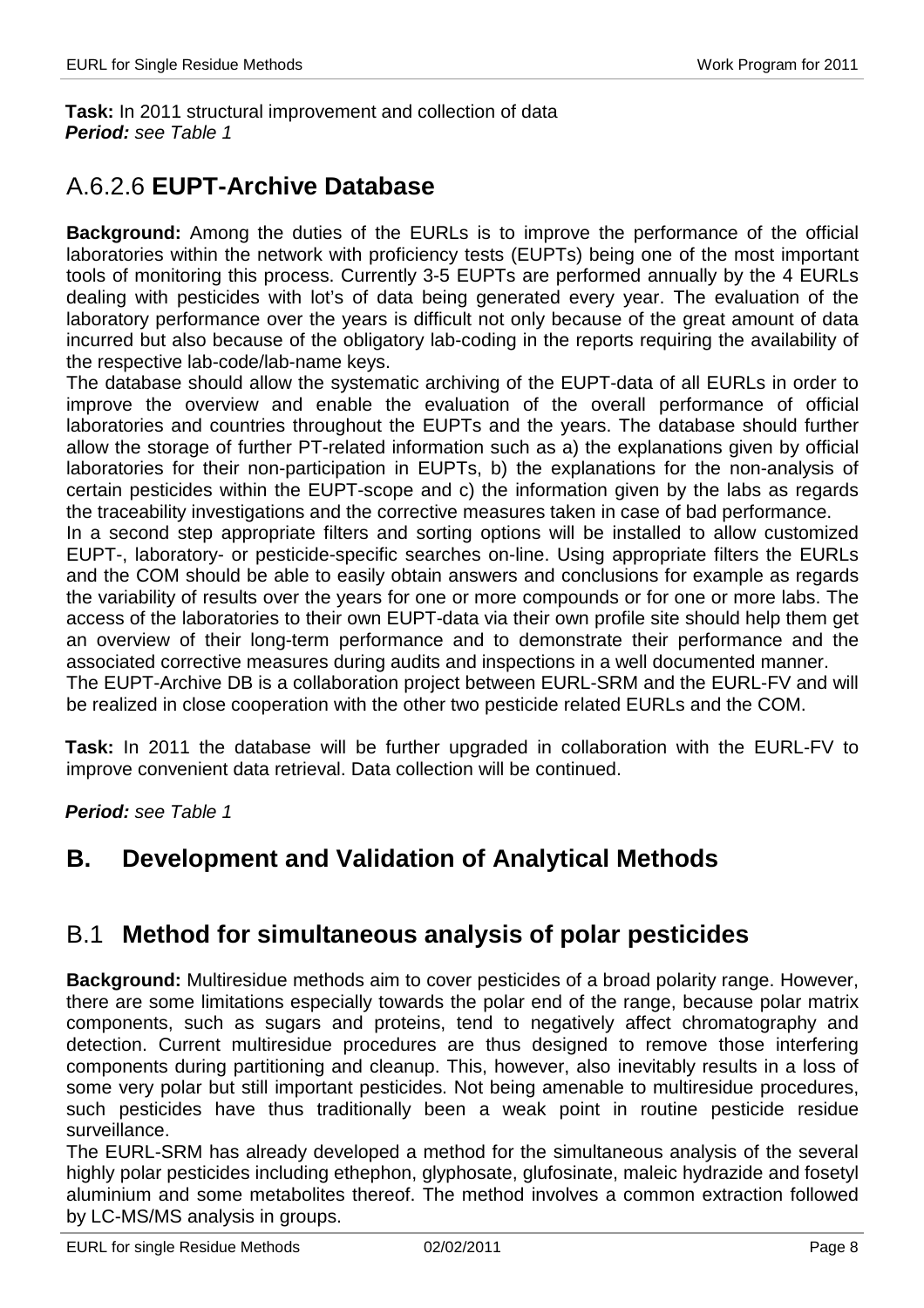**Task:** In 2011 structural improvement and collection of data
***Period:*** *see Table 1*

## A.6.2.6 **EUPT-Archive Database**

**Background:** Among the duties of the EURLs is to improve the performance of the official laboratories within the network with proficiency tests (EUPTs) being one of the most important tools of monitoring this process. Currently 3-5 EUPTs are performed annually by the 4 EURLs dealing with pesticides with lot's of data being generated every year. The evaluation of the laboratory performance over the years is difficult not only because of the great amount of data incurred but also because of the obligatory lab-coding in the reports requiring the availability of the respective lab-code/lab-name keys.
The database should allow the systematic archiving of the EUPT-data of all EURLs in order to improve the overview and enable the evaluation of the overall performance of official laboratories and countries throughout the EUPTs and the years. The database should further allow the storage of further PT-related information such as a) the explanations given by official laboratories for their non-participation in EUPTs, b) the explanations for the non-analysis of certain pesticides within the EUPT-scope and c) the information given by the labs as regards the traceability investigations and the corrective measures taken in case of bad performance.
In a second step appropriate filters and sorting options will be installed to allow customized EUPT-, laboratory- or pesticide-specific searches on-line. Using appropriate filters the EURLs and the COM should be able to easily obtain answers and conclusions for example as regards the variability of results over the years for one or more compounds or for one or more labs. The access of the laboratories to their own EUPT-data via their own profile site should help them get an overview of their long-term performance and to demonstrate their performance and the associated corrective measures during audits and inspections in a well documented manner.
The EUPT-Archive DB is a collaboration project between EURL-SRM and the EURL-FV and will be realized in close cooperation with the other two pesticide related EURLs and the COM.

**Task:** In 2011 the database will be further upgraded in collaboration with the EURL-FV to improve convenient data retrieval. Data collection will be continued.

***Period:*** *see Table 1*

# B. Development and Validation of Analytical Methods

## B.1 **Method for simultaneous analysis of polar pesticides**

**Background:** Multiresidue methods aim to cover pesticides of a broad polarity range. However, there are some limitations especially towards the polar end of the range, because polar matrix components, such as sugars and proteins, tend to negatively affect chromatography and detection. Current multiresidue procedures are thus designed to remove those interfering components during partitioning and cleanup. This, however, also inevitably results in a loss of some very polar but still important pesticides. Not being amenable to multiresidue procedures, such pesticides have thus traditionally been a weak point in routine pesticide residue surveillance.
The EURL-SRM has already developed a method for the simultaneous analysis of the several highly polar pesticides including ethephon, glyphosate, glufosinate, maleic hydrazide and fosetyl aluminium and some metabolites thereof. The method involves a common extraction followed by LC-MS/MS analysis in groups.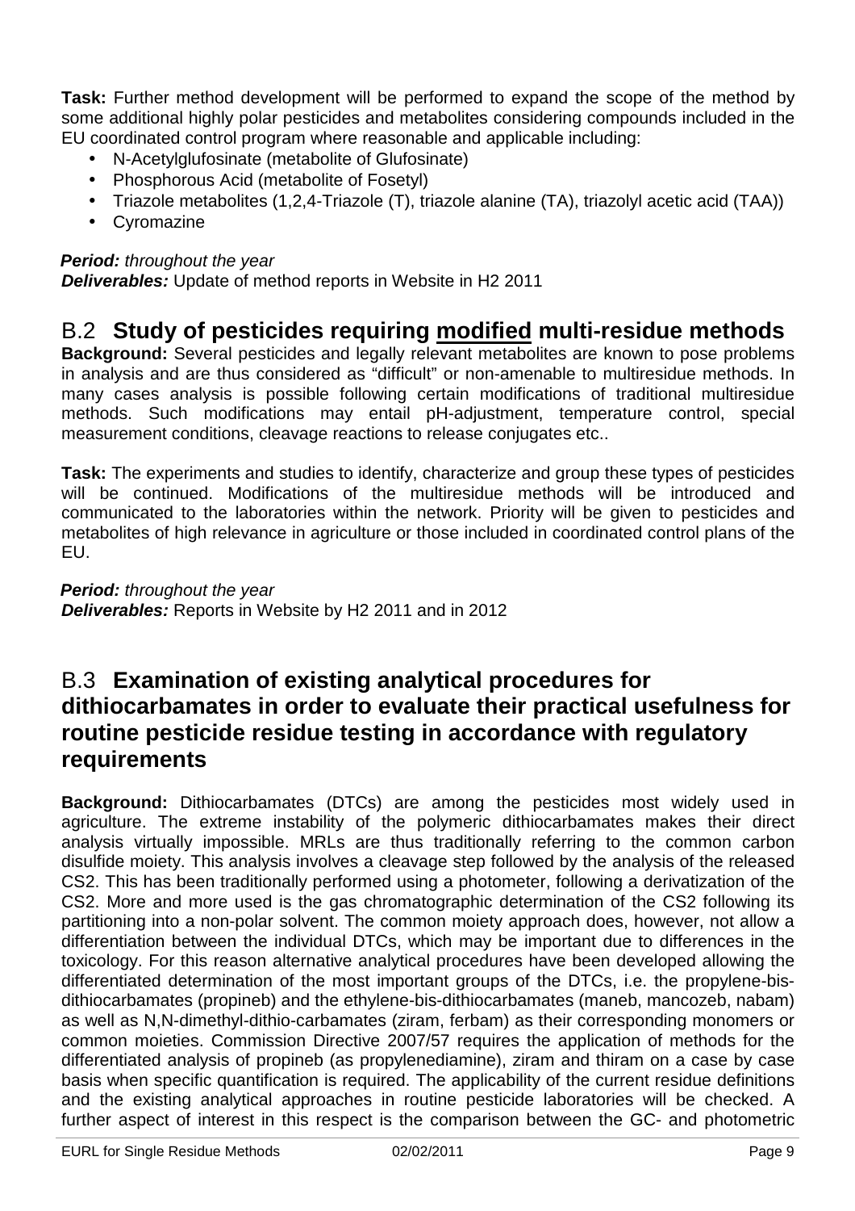**Task:** Further method development will be performed to expand the scope of the method by some additional highly polar pesticides and metabolites considering compounds included in the EU coordinated control program where reasonable and applicable including:

- N-Acetylglufosinate (metabolite of Glufosinate)
- Phosphorous Acid (metabolite of Fosetyl)
- Triazole metabolites (1,2,4-Triazole (T), triazole alanine (TA), triazolyl acetic acid (TAA))
- Cyromazine

***Period:*** *throughout the year*
***Deliverables:*** Update of method reports in Website in H2 2011

## B.2 **Study of pesticides requiring <u>modified</u> multi-residue methods**

**Background:** Several pesticides and legally relevant metabolites are known to pose problems in analysis and are thus considered as "difficult" or non-amenable to multiresidue methods. In many cases analysis is possible following certain modifications of traditional multiresidue methods. Such modifications may entail pH-adjustment, temperature control, special measurement conditions, cleavage reactions to release conjugates etc..

**Task:** The experiments and studies to identify, characterize and group these types of pesticides will be continued. Modifications of the multiresidue methods will be introduced and communicated to the laboratories within the network. Priority will be given to pesticides and metabolites of high relevance in agriculture or those included in coordinated control plans of the EU.

***Period:*** *throughout the year*
***Deliverables:*** Reports in Website by H2 2011 and in 2012

## B.3 **Examination of existing analytical procedures for dithiocarbamates in order to evaluate their practical usefulness for routine pesticide residue testing in accordance with regulatory requirements**

**Background:** Dithiocarbamates (DTCs) are among the pesticides most widely used in agriculture. The extreme instability of the polymeric dithiocarbamates makes their direct analysis virtually impossible. MRLs are thus traditionally referring to the common carbon disulfide moiety. This analysis involves a cleavage step followed by the analysis of the released $CS_2$. This has been traditionally performed using a photometer, following a derivatization of the $CS_2$. More and more used is the gas chromatographic determination of the $CS_2$ following its partitioning into a non-polar solvent. The common moiety approach does, however, not allow a differentiation between the individual DTCs, which may be important due to differences in the toxicology. For this reason alternative analytical procedures have been developed allowing the differentiated determination of the most important groups of the DTCs, i.e. the propylene-bis-dithiocarbamates (propineb) and the ethylene-bis-dithiocarbamates (maneb, mancozeb, nabam) as well as N,N-dimethyl-dithio-carbamates (ziram, ferbam) as their corresponding monomers or common moieties. Commission Directive 2007/57 requires the application of methods for the differentiated analysis of propineb (as propylenediamine), ziram and thiram on a case by case basis when specific quantification is required. The applicability of the current residue definitions and the existing analytical approaches in routine pesticide laboratories will be checked. A further aspect of interest in this respect is the comparison between the GC- and photometric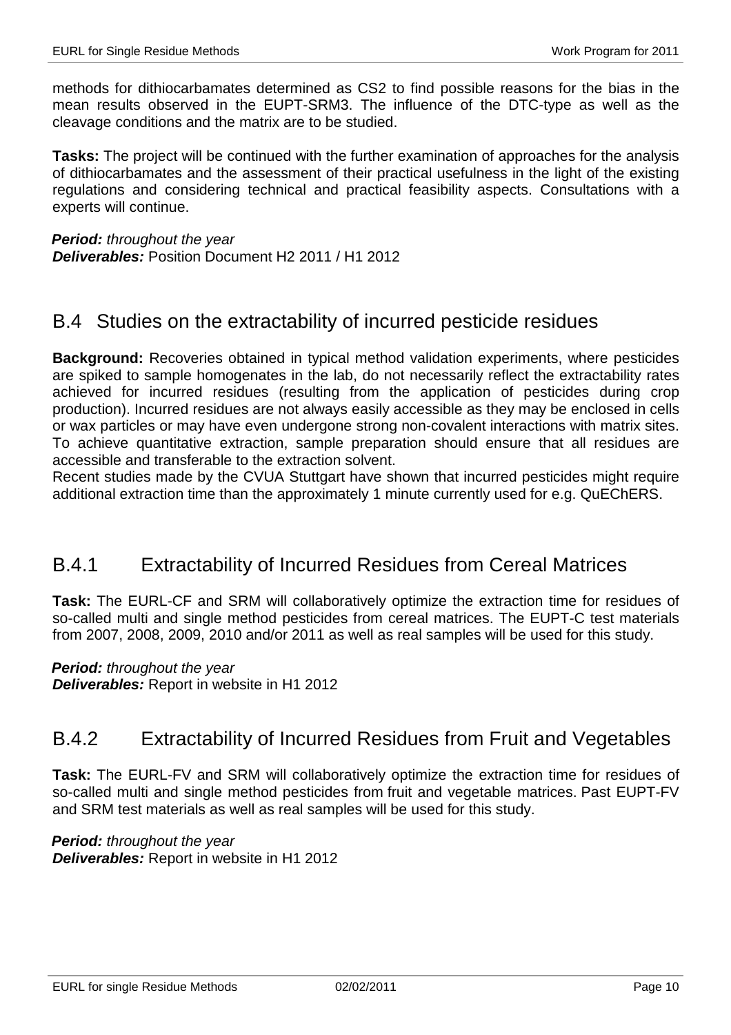methods for dithiocarbamates determined as CS2 to find possible reasons for the bias in the mean results observed in the EUPT-SRM3. The influence of the DTC-type as well as the cleavage conditions and the matrix are to be studied.

**Tasks:** The project will be continued with the further examination of approaches for the analysis of dithiocarbamates and the assessment of their practical usefulness in the light of the existing regulations and considering technical and practical feasibility aspects. Consultations with a experts will continue.

***Period:*** *throughout the year*
***Deliverables:*** Position Document H2 2011 / H1 2012

## B.4 Studies on the extractability of incurred pesticide residues

**Background:** Recoveries obtained in typical method validation experiments, where pesticides are spiked to sample homogenates in the lab, do not necessarily reflect the extractability rates achieved for incurred residues (resulting from the application of pesticides during crop production). Incurred residues are not always easily accessible as they may be enclosed in cells or wax particles or may have even undergone strong non-covalent interactions with matrix sites. To achieve quantitative extraction, sample preparation should ensure that all residues are accessible and transferable to the extraction solvent.
Recent studies made by the CVUA Stuttgart have shown that incurred pesticides might require additional extraction time than the approximately 1 minute currently used for e.g. QuEChERS.

### B.4.1 Extractability of Incurred Residues from Cereal Matrices

**Task:** The EURL-CF and SRM will collaboratively optimize the extraction time for residues of so-called multi and single method pesticides from cereal matrices. The EUPT-C test materials from 2007, 2008, 2009, 2010 and/or 2011 as well as real samples will be used for this study.

***Period:*** *throughout the year*
***Deliverables:*** Report in website in H1 2012

### B.4.2 Extractability of Incurred Residues from Fruit and Vegetables

**Task:** The EURL-FV and SRM will collaboratively optimize the extraction time for residues of so-called multi and single method pesticides from fruit and vegetable matrices. Past EUPT-FV and SRM test materials as well as real samples will be used for this study.

***Period:*** *throughout the year*
***Deliverables:*** Report in website in H1 2012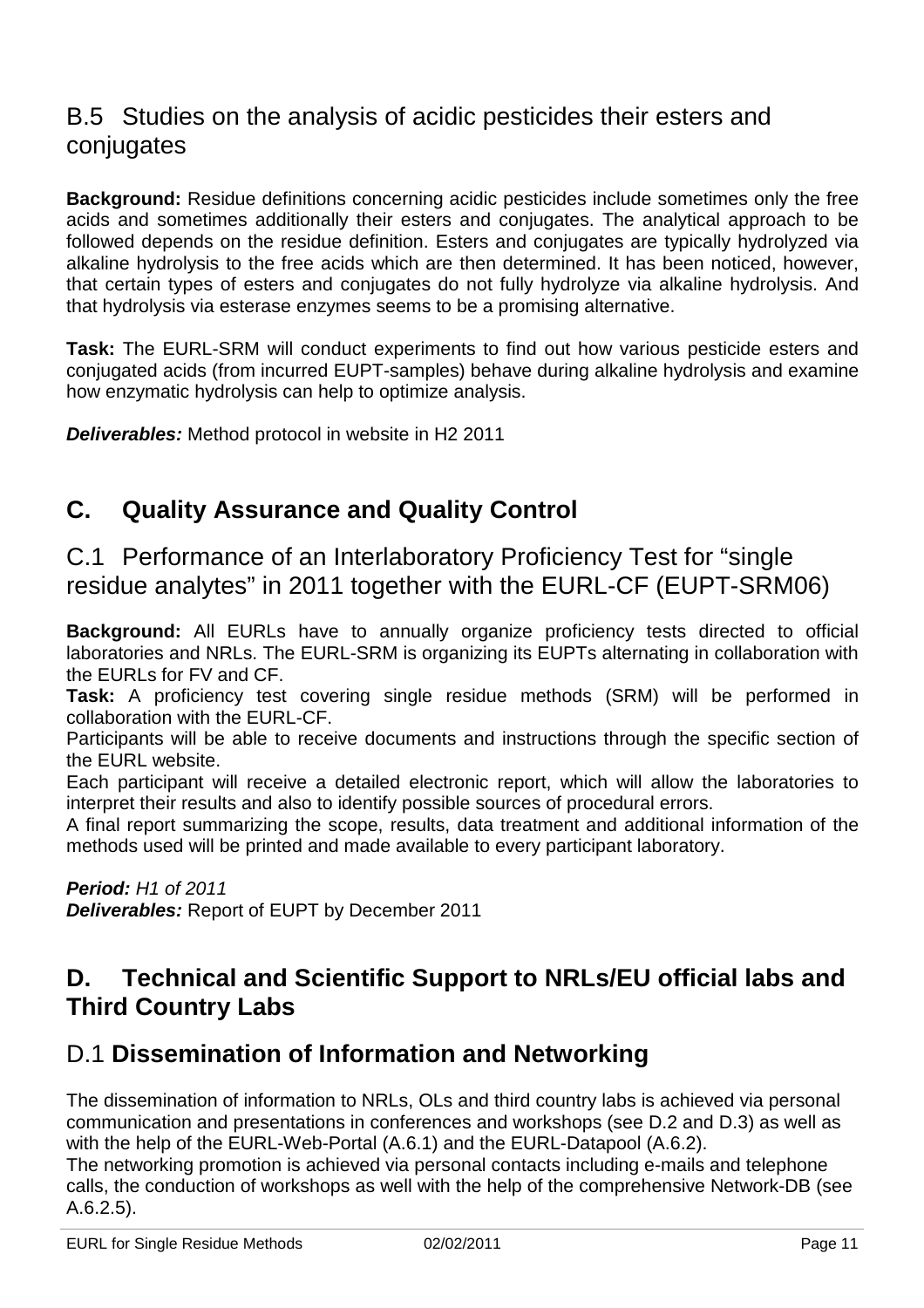## B.5 Studies on the analysis of acidic pesticides their esters and conjugates

**Background:** Residue definitions concerning acidic pesticides include sometimes only the free acids and sometimes additionally their esters and conjugates. The analytical approach to be followed depends on the residue definition. Esters and conjugates are typically hydrolyzed via alkaline hydrolysis to the free acids which are then determined. It has been noticed, however, that certain types of esters and conjugates do not fully hydrolyze via alkaline hydrolysis. And that hydrolysis via esterase enzymes seems to be a promising alternative.

**Task:** The EURL-SRM will conduct experiments to find out how various pesticide esters and conjugated acids (from incurred EUPT-samples) behave during alkaline hydrolysis and examine how enzymatic hydrolysis can help to optimize analysis.

***Deliverables:*** Method protocol in website in H2 2011

# C. Quality Assurance and Quality Control

## C.1 Performance of an Interlaboratory Proficiency Test for "single residue analytes" in 2011 together with the EURL-CF (EUPT-SRM06)

**Background:** All EURLs have to annually organize proficiency tests directed to official laboratories and NRLs. The EURL-SRM is organizing its EUPTs alternating in collaboration with the EURLs for FV and CF.

**Task:** A proficiency test covering single residue methods (SRM) will be performed in collaboration with the EURL-CF.

Participants will be able to receive documents and instructions through the specific section of the EURL website.

Each participant will receive a detailed electronic report, which will allow the laboratories to interpret their results and also to identify possible sources of procedural errors.

A final report summarizing the scope, results, data treatment and additional information of the methods used will be printed and made available to every participant laboratory.

***Period:*** *H1 of 2011*
***Deliverables:*** Report of EUPT by December 2011

# D. Technical and Scientific Support to NRLs/EU official labs and Third Country Labs

## D.1 **Dissemination of Information and Networking**

The dissemination of information to NRLs, OLs and third country labs is achieved via personal communication and presentations in conferences and workshops (see D.2 and D.3) as well as with the help of the EURL-Web-Portal (A.6.1) and the EURL-Datapool (A.6.2).
The networking promotion is achieved via personal contacts including e-mails and telephone calls, the conduction of workshops as well with the help of the comprehensive Network-DB (see A.6.2.5).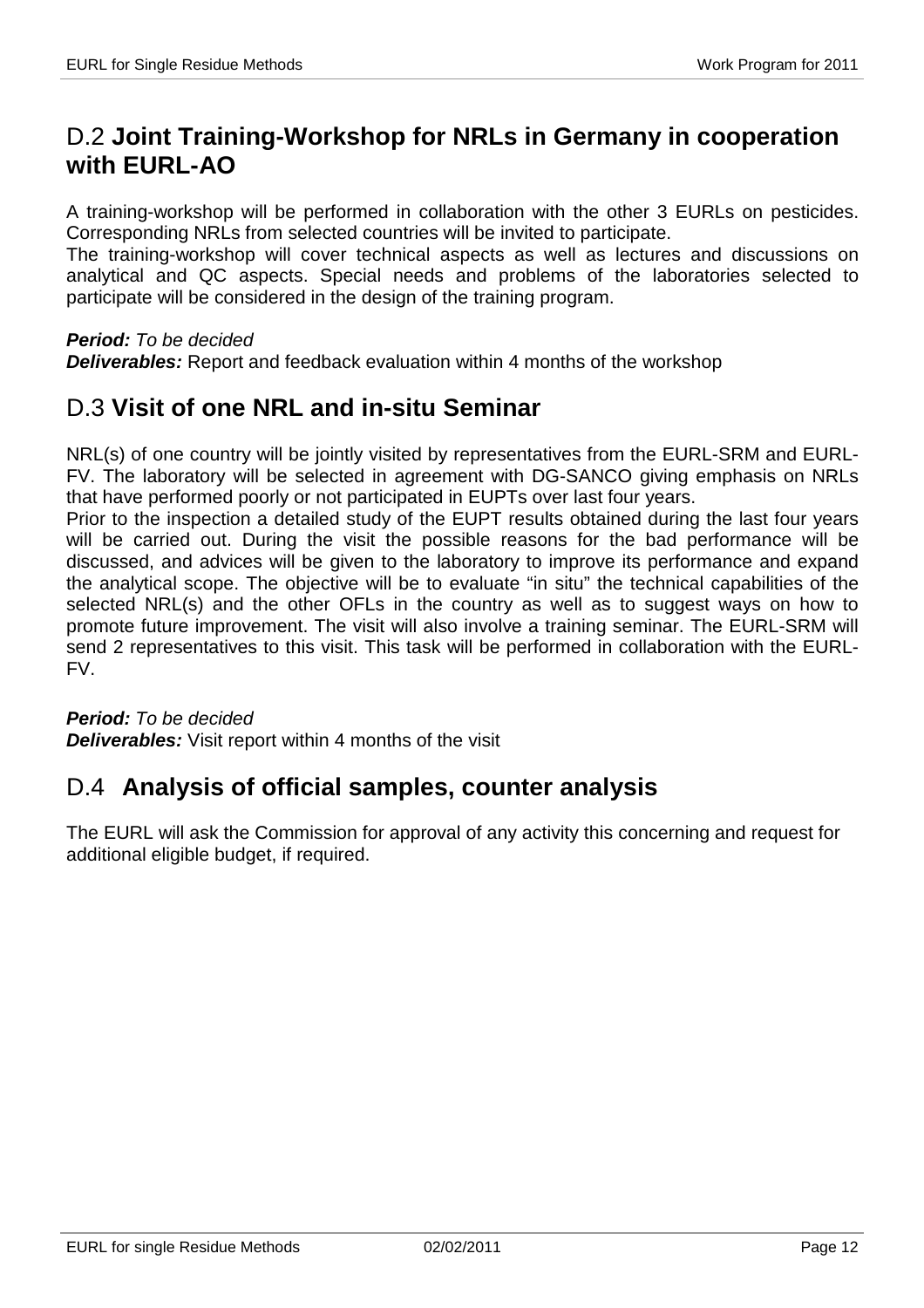## D.2 **Joint Training-Workshop for NRLs in Germany in cooperation with EURL-AO**

A training-workshop will be performed in collaboration with the other 3 EURLs on pesticides. Corresponding NRLs from selected countries will be invited to participate.

The training-workshop will cover technical aspects as well as lectures and discussions on analytical and QC aspects. Special needs and problems of the laboratories selected to participate will be considered in the design of the training program.

***Period:*** *To be decided*
***Deliverables:*** Report and feedback evaluation within 4 months of the workshop

## D.3 **Visit of one NRL and in-situ Seminar**

NRL(s) of one country will be jointly visited by representatives from the EURL-SRM and EURL-FV. The laboratory will be selected in agreement with DG-SANCO giving emphasis on NRLs that have performed poorly or not participated in EUPTs over last four years.

Prior to the inspection a detailed study of the EUPT results obtained during the last four years will be carried out. During the visit the possible reasons for the bad performance will be discussed, and advices will be given to the laboratory to improve its performance and expand the analytical scope. The objective will be to evaluate "in situ" the technical capabilities of the selected NRL(s) and the other OFLs in the country as well as to suggest ways on how to promote future improvement. The visit will also involve a training seminar. The EURL-SRM will send 2 representatives to this visit. This task will be performed in collaboration with the EURL-FV.

***Period:*** *To be decided*
***Deliverables:*** Visit report within 4 months of the visit

## D.4 **Analysis of official samples, counter analysis**

The EURL will ask the Commission for approval of any activity this concerning and request for additional eligible budget, if required.